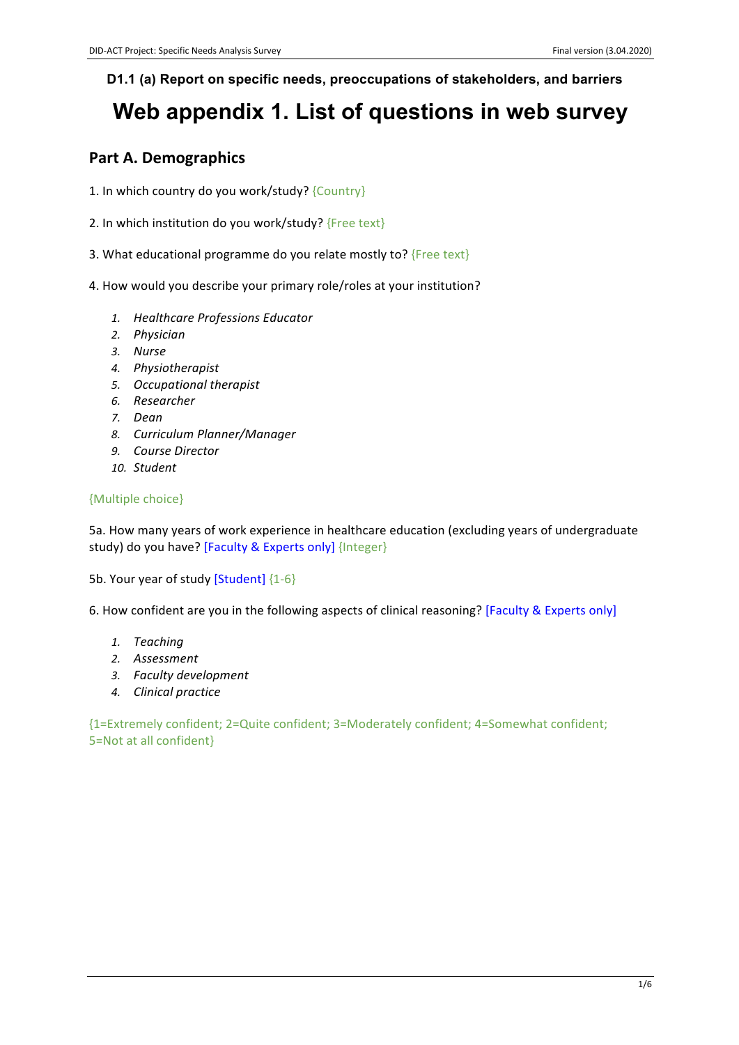**D1.1 (a) Report on specific needs, preoccupations of stakeholders, and barriers**

# Web appendix 1. List of questions in web survey

## Part A. Demographics

1. In which country do you work/study? {Country}

2. In which institution do you work/study? {Free text}

3. What educational programme do you relate mostly to? {Free text}

4. How would you describe your primary role/roles at your institution?

    1. *Healthcare Professions Educator*
    2. *Physician*
    3. *Nurse*
    4. *Physiotherapist*
    5. *Occupational therapist*
    6. *Researcher*
    7. *Dean*
    8. *Curriculum Planner/Manager*
    9. *Course Director*
    10. *Student*

{Multiple choice}

5a. How many years of work experience in healthcare education (excluding years of undergraduate study) do you have? [Faculty & Experts only] {Integer}

5b. Your year of study [Student] {1-6}

6. How confident are you in the following aspects of clinical reasoning? [Faculty & Experts only]

    1. *Teaching*
    2. *Assessment*
    3. *Faculty development*
    4. *Clinical practice*

{1=Extremely confident; 2=Quite confident; 3=Moderately confident; 4=Somewhat confident; 5=Not at all confident}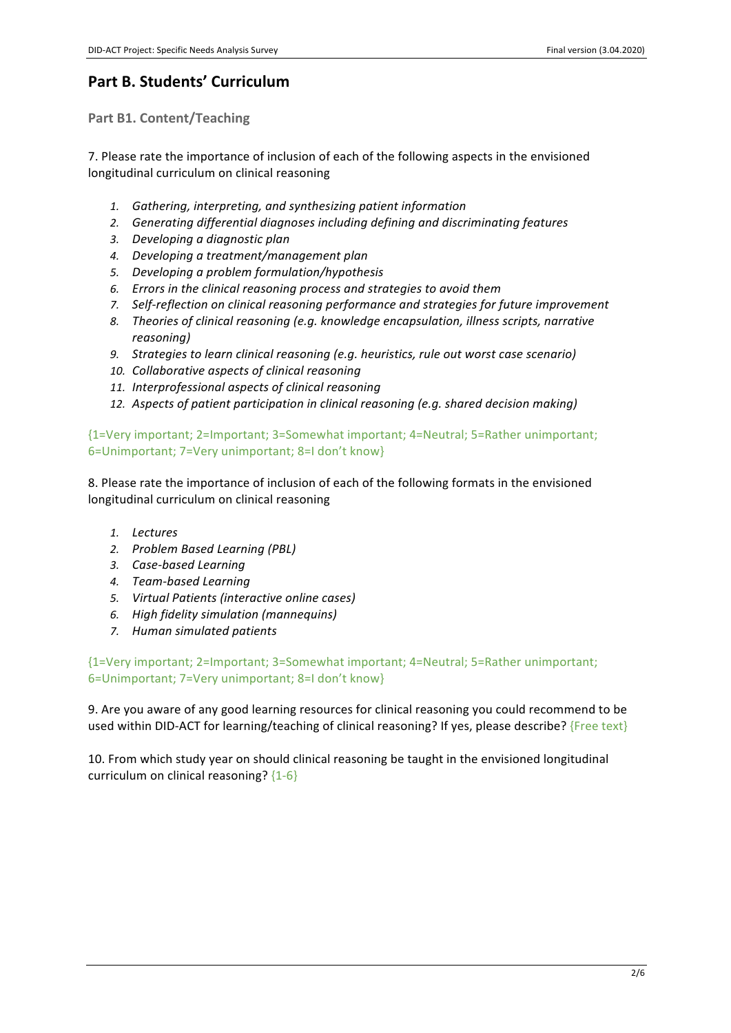## Part B. Students' Curriculum

### Part B1. Content/Teaching

7. Please rate the importance of inclusion of each of the following aspects in the envisioned longitudinal curriculum on clinical reasoning

1. *Gathering, interpreting, and synthesizing patient information*
2. *Generating differential diagnoses including defining and discriminating features*
3. *Developing a diagnostic plan*
4. *Developing a treatment/management plan*
5. *Developing a problem formulation/hypothesis*
6. *Errors in the clinical reasoning process and strategies to avoid them*
7. *Self-reflection on clinical reasoning performance and strategies for future improvement*
8. *Theories of clinical reasoning (e.g. knowledge encapsulation, illness scripts, narrative reasoning)*
9. *Strategies to learn clinical reasoning (e.g. heuristics, rule out worst case scenario)*
10. *Collaborative aspects of clinical reasoning*
11. *Interprofessional aspects of clinical reasoning*
12. *Aspects of patient participation in clinical reasoning (e.g. shared decision making)*

{1=Very important; 2=Important; 3=Somewhat important; 4=Neutral; 5=Rather unimportant; 6=Unimportant; 7=Very unimportant; 8=I don't know}

8. Please rate the importance of inclusion of each of the following formats in the envisioned longitudinal curriculum on clinical reasoning

1. *Lectures*
2. *Problem Based Learning (PBL)*
3. *Case-based Learning*
4. *Team-based Learning*
5. *Virtual Patients (interactive online cases)*
6. *High fidelity simulation (mannequins)*
7. *Human simulated patients*

{1=Very important; 2=Important; 3=Somewhat important; 4=Neutral; 5=Rather unimportant; 6=Unimportant; 7=Very unimportant; 8=I don't know}

9. Are you aware of any good learning resources for clinical reasoning you could recommend to be used within DID-ACT for learning/teaching of clinical reasoning? If yes, please describe? {Free text}

10. From which study year on should clinical reasoning be taught in the envisioned longitudinal curriculum on clinical reasoning? {1-6}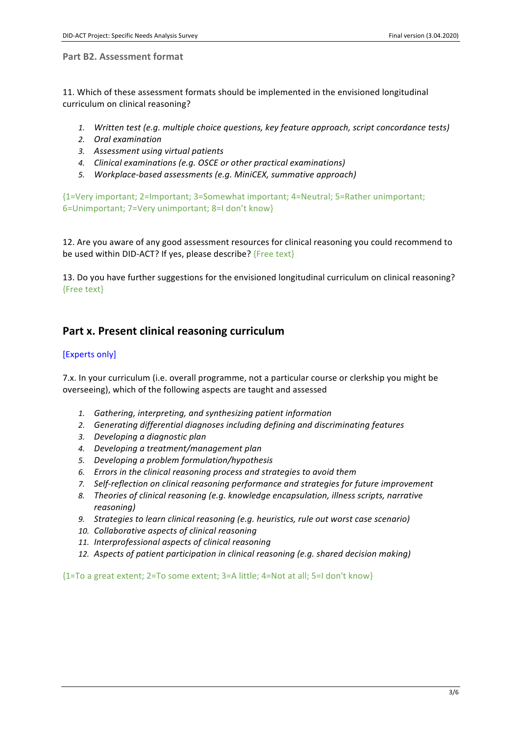### Part B2. Assessment format

11. Which of these assessment formats should be implemented in the envisioned longitudinal curriculum on clinical reasoning?

1. *Written test (e.g. multiple choice questions, key feature approach, script concordance tests)*
2. *Oral examination*
3. *Assessment using virtual patients*
4. *Clinical examinations (e.g. OSCE or other practical examinations)*
5. *Workplace-based assessments (e.g. MiniCEX, summative approach)*

{1=Very important; 2=Important; 3=Somewhat important; 4=Neutral; 5=Rather unimportant; 6=Unimportant; 7=Very unimportant; 8=I don't know}

12. Are you aware of any good assessment resources for clinical reasoning you could recommend to be used within DID-ACT? If yes, please describe? {Free text}

13. Do you have further suggestions for the envisioned longitudinal curriculum on clinical reasoning? {Free text}

## Part x. Present clinical reasoning curriculum

[Experts only]

7.x. In your curriculum (i.e. overall programme, not a particular course or clerkship you might be overseeing), which of the following aspects are taught and assessed

1. *Gathering, interpreting, and synthesizing patient information*
2. *Generating differential diagnoses including defining and discriminating features*
3. *Developing a diagnostic plan*
4. *Developing a treatment/management plan*
5. *Developing a problem formulation/hypothesis*
6. *Errors in the clinical reasoning process and strategies to avoid them*
7. *Self-reflection on clinical reasoning performance and strategies for future improvement*
8. *Theories of clinical reasoning (e.g. knowledge encapsulation, illness scripts, narrative reasoning)*
9. *Strategies to learn clinical reasoning (e.g. heuristics, rule out worst case scenario)*
10. *Collaborative aspects of clinical reasoning*
11. *Interprofessional aspects of clinical reasoning*
12. *Aspects of patient participation in clinical reasoning (e.g. shared decision making)*

{1=To a great extent; 2=To some extent; 3=A little; 4=Not at all; 5=I don't know}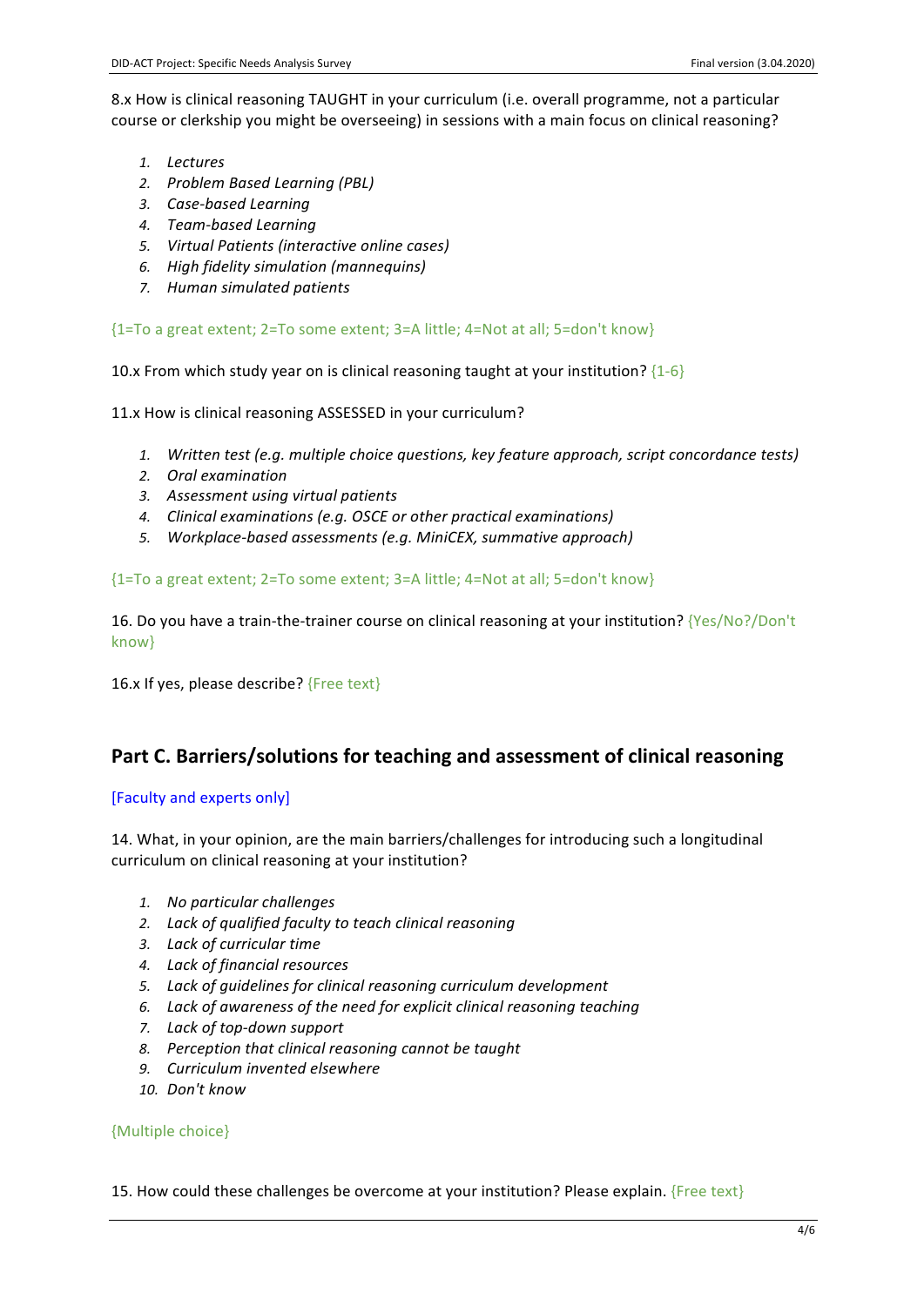8.x How is clinical reasoning TAUGHT in your curriculum (i.e. overall programme, not a particular course or clerkship you might be overseeing) in sessions with a main focus on clinical reasoning?

1. *Lectures*
2. *Problem Based Learning (PBL)*
3. *Case-based Learning*
4. *Team-based Learning*
5. *Virtual Patients (interactive online cases)*
6. *High fidelity simulation (mannequins)*
7. *Human simulated patients*

{1=To a great extent; 2=To some extent; 3=A little; 4=Not at all; 5=don't know}

10.x From which study year on is clinical reasoning taught at your institution? {1-6}

11.x How is clinical reasoning ASSESSED in your curriculum?

1. *Written test (e.g. multiple choice questions, key feature approach, script concordance tests)*
2. *Oral examination*
3. *Assessment using virtual patients*
4. *Clinical examinations (e.g. OSCE or other practical examinations)*
5. *Workplace-based assessments (e.g. MiniCEX, summative approach)*

{1=To a great extent; 2=To some extent; 3=A little; 4=Not at all; 5=don't know}

16. Do you have a train-the-trainer course on clinical reasoning at your institution? {Yes/No?/Don't know}

16.x If yes, please describe? {Free text}

## Part C. Barriers/solutions for teaching and assessment of clinical reasoning

[Faculty and experts only]

14. What, in your opinion, are the main barriers/challenges for introducing such a longitudinal curriculum on clinical reasoning at your institution?

1. *No particular challenges*
2. *Lack of qualified faculty to teach clinical reasoning*
3. *Lack of curricular time*
4. *Lack of financial resources*
5. *Lack of guidelines for clinical reasoning curriculum development*
6. *Lack of awareness of the need for explicit clinical reasoning teaching*
7. *Lack of top-down support*
8. *Perception that clinical reasoning cannot be taught*
9. *Curriculum invented elsewhere*
10. *Don't know*

{Multiple choice}

15. How could these challenges be overcome at your institution? Please explain. {Free text}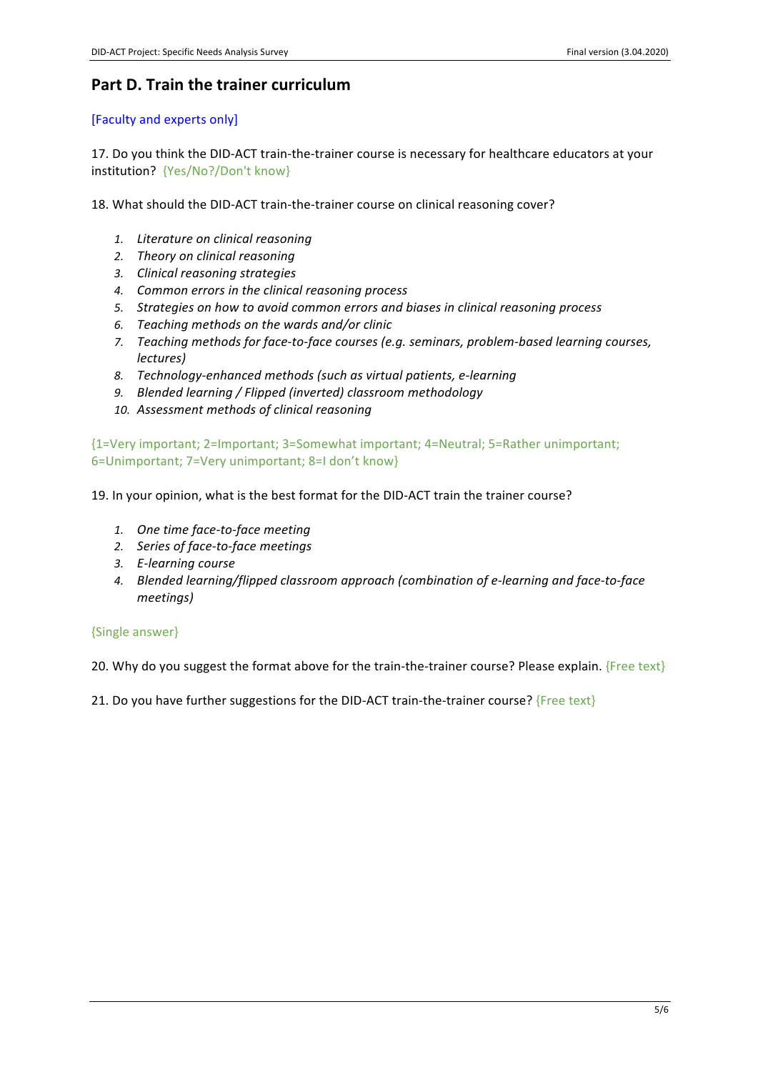## Part D. Train the trainer curriculum

[Faculty and experts only]

17. Do you think the DID-ACT train-the-trainer course is necessary for healthcare educators at your institution? {Yes/No?/Don't know}

18. What should the DID-ACT train-the-trainer course on clinical reasoning cover?

1. *Literature on clinical reasoning*
2. *Theory on clinical reasoning*
3. *Clinical reasoning strategies*
4. *Common errors in the clinical reasoning process*
5. *Strategies on how to avoid common errors and biases in clinical reasoning process*
6. *Teaching methods on the wards and/or clinic*
7. *Teaching methods for face-to-face courses (e.g. seminars, problem-based learning courses, lectures)*
8. *Technology-enhanced methods (such as virtual patients, e-learning*
9. *Blended learning / Flipped (inverted) classroom methodology*
10. *Assessment methods of clinical reasoning*

{1=Very important; 2=Important; 3=Somewhat important; 4=Neutral; 5=Rather unimportant; 6=Unimportant; 7=Very unimportant; 8=I don't know}

19. In your opinion, what is the best format for the DID-ACT train the trainer course?

1. *One time face-to-face meeting*
2. *Series of face-to-face meetings*
3. *E-learning course*
4. *Blended learning/flipped classroom approach (combination of e-learning and face-to-face meetings)*

{Single answer}

20. Why do you suggest the format above for the train-the-trainer course? Please explain. {Free text}

21. Do you have further suggestions for the DID-ACT train-the-trainer course? {Free text}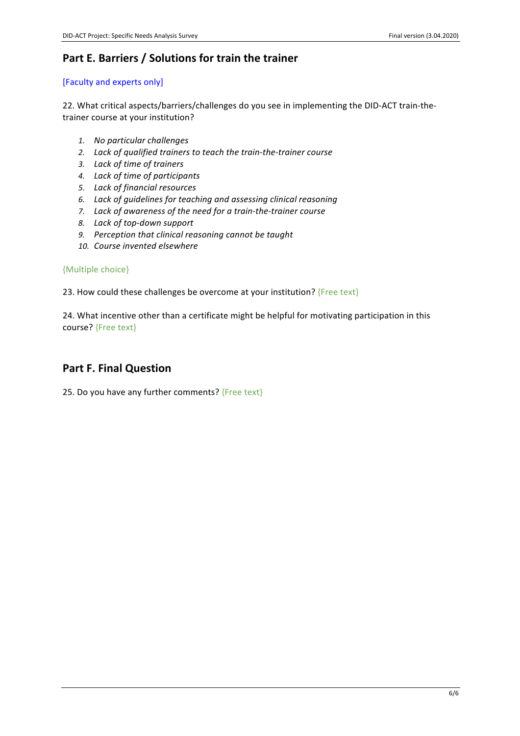## Part E. Barriers / Solutions for train the trainer

[Faculty and experts only]

22. What critical aspects/barriers/challenges do you see in implementing the DID-ACT train-the-trainer course at your institution?

1. *No particular challenges*
2. *Lack of qualified trainers to teach the train-the-trainer course*
3. *Lack of time of trainers*
4. *Lack of time of participants*
5. *Lack of financial resources*
6. *Lack of guidelines for teaching and assessing clinical reasoning*
7. *Lack of awareness of the need for a train-the-trainer course*
8. *Lack of top-down support*
9. *Perception that clinical reasoning cannot be taught*
10. *Course invented elsewhere*

{Multiple choice}

23. How could these challenges be overcome at your institution? {Free text}

24. What incentive other than a certificate might be helpful for motivating participation in this course? {Free text}

## Part F. Final Question

25. Do you have any further comments? {Free text}